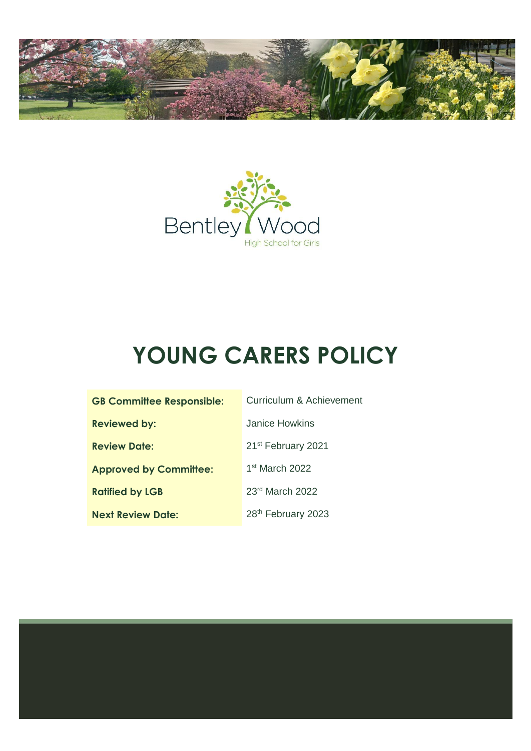Bentley Wood

High School for Girls

# YOUNG CARERS POLICY

| | |
|---|---|
| **GB Committee Responsible:** | Curriculum & Achievement |
| **Reviewed by:** | Janice Howkins |
| **Review Date:** | 21st February 2021 |
| **Approved by Committee:** | 1st March 2022 |
| **Ratified by LGB** | 23rd March 2022 |
| **Next Review Date:** | 28th February 2023 |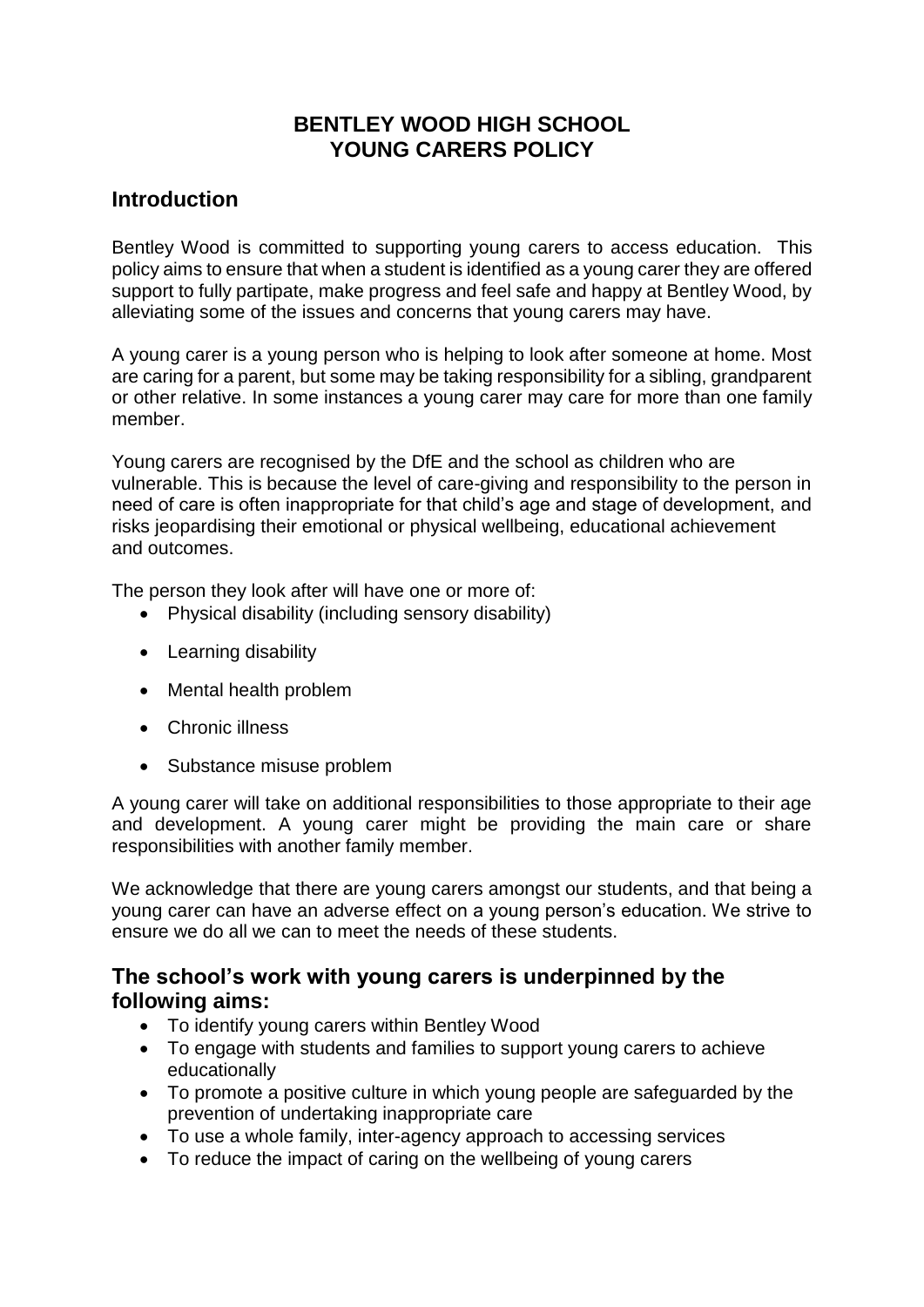# BENTLEY WOOD HIGH SCHOOL
# YOUNG CARERS POLICY

## Introduction

Bentley Wood is committed to supporting young carers to access education. This policy aims to ensure that when a student is identified as a young carer they are offered support to fully partipate, make progress and feel safe and happy at Bentley Wood, by alleviating some of the issues and concerns that young carers may have.

A young carer is a young person who is helping to look after someone at home. Most are caring for a parent, but some may be taking responsibility for a sibling, grandparent or other relative. In some instances a young carer may care for more than one family member.

Young carers are recognised by the DfE and the school as children who are vulnerable. This is because the level of care-giving and responsibility to the person in need of care is often inappropriate for that child's age and stage of development, and risks jeopardising their emotional or physical wellbeing, educational achievement and outcomes.

The person they look after will have one or more of:

- Physical disability (including sensory disability)
- Learning disability
- Mental health problem
- Chronic illness
- Substance misuse problem

A young carer will take on additional responsibilities to those appropriate to their age and development. A young carer might be providing the main care or share responsibilities with another family member.

We acknowledge that there are young carers amongst our students, and that being a young carer can have an adverse effect on a young person's education. We strive to ensure we do all we can to meet the needs of these students.

## The school's work with young carers is underpinned by the following aims:

- To identify young carers within Bentley Wood
- To engage with students and families to support young carers to achieve educationally
- To promote a positive culture in which young people are safeguarded by the prevention of undertaking inappropriate care
- To use a whole family, inter-agency approach to accessing services
- To reduce the impact of caring on the wellbeing of young carers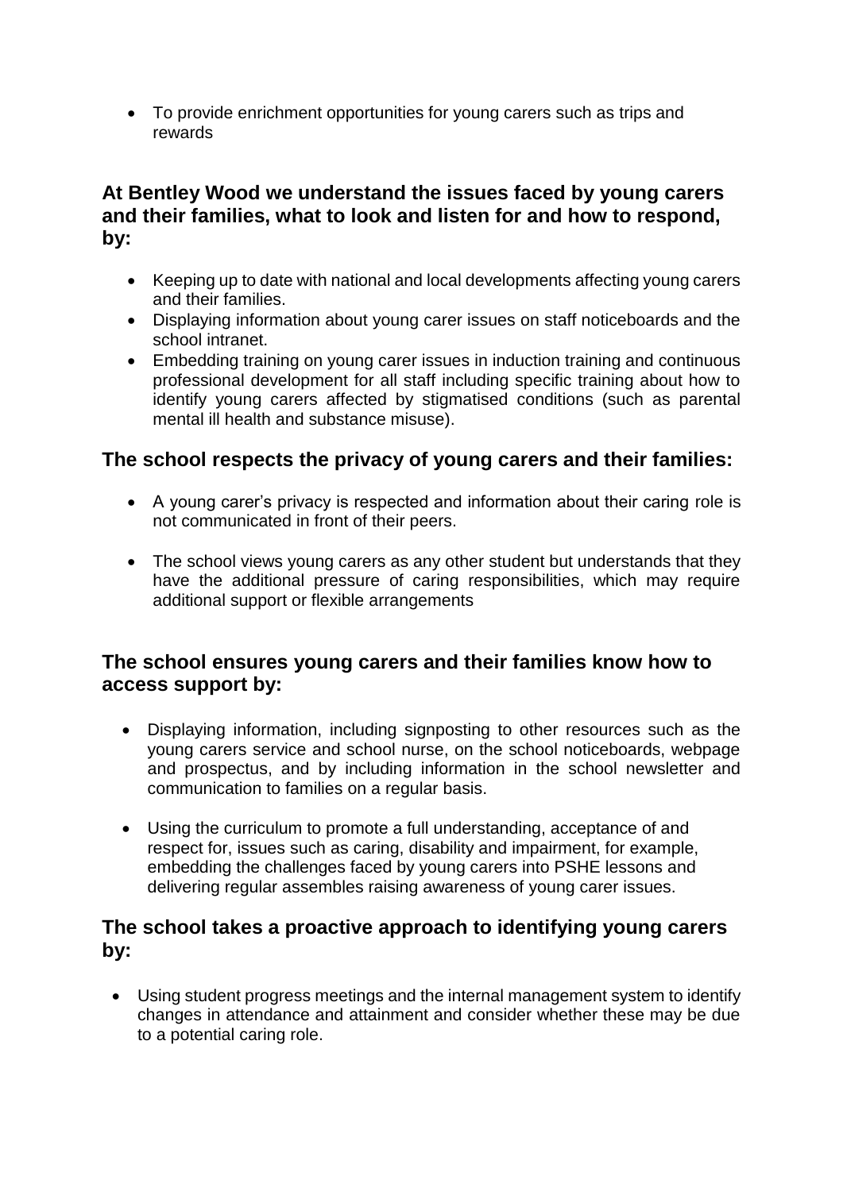- To provide enrichment opportunities for young carers such as trips and rewards

## At Bentley Wood we understand the issues faced by young carers and their families, what to look and listen for and how to respond, by:

- Keeping up to date with national and local developments affecting young carers and their families.
- Displaying information about young carer issues on staff noticeboards and the school intranet.
- Embedding training on young carer issues in induction training and continuous professional development for all staff including specific training about how to identify young carers affected by stigmatised conditions (such as parental mental ill health and substance misuse).

## The school respects the privacy of young carers and their families:

- A young carer's privacy is respected and information about their caring role is not communicated in front of their peers.
- The school views young carers as any other student but understands that they have the additional pressure of caring responsibilities, which may require additional support or flexible arrangements

## The school ensures young carers and their families know how to access support by:

- Displaying information, including signposting to other resources such as the young carers service and school nurse, on the school noticeboards, webpage and prospectus, and by including information in the school newsletter and communication to families on a regular basis.
- Using the curriculum to promote a full understanding, acceptance of and respect for, issues such as caring, disability and impairment, for example, embedding the challenges faced by young carers into PSHE lessons and delivering regular assembles raising awareness of young carer issues.

## The school takes a proactive approach to identifying young carers by:

- Using student progress meetings and the internal management system to identify changes in attendance and attainment and consider whether these may be due to a potential caring role.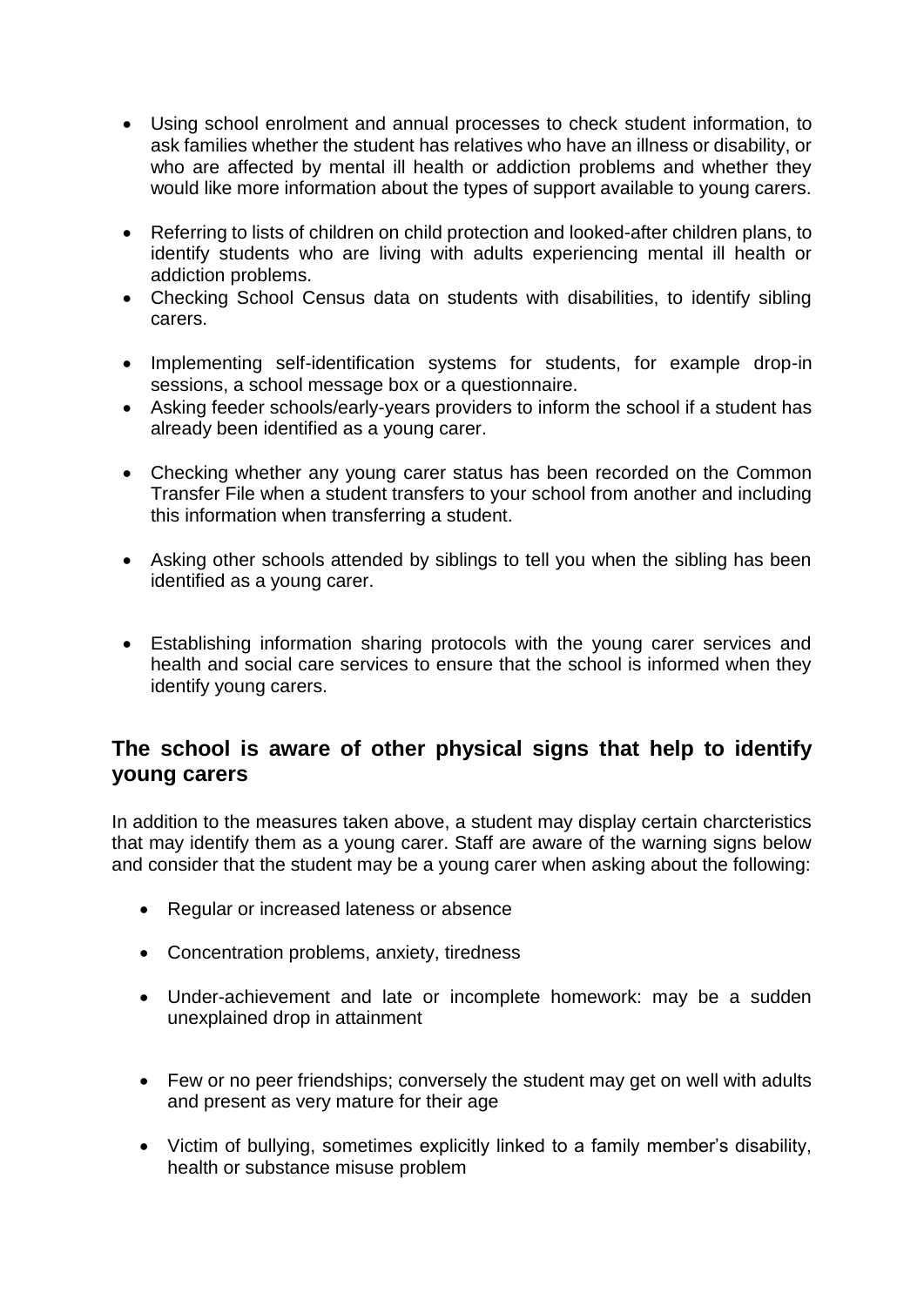- Using school enrolment and annual processes to check student information, to ask families whether the student has relatives who have an illness or disability, or who are affected by mental ill health or addiction problems and whether they would like more information about the types of support available to young carers.
- Referring to lists of children on child protection and looked-after children plans, to identify students who are living with adults experiencing mental ill health or addiction problems.
- Checking School Census data on students with disabilities, to identify sibling carers.
- Implementing self-identification systems for students, for example drop-in sessions, a school message box or a questionnaire.
- Asking feeder schools/early-years providers to inform the school if a student has already been identified as a young carer.
- Checking whether any young carer status has been recorded on the Common Transfer File when a student transfers to your school from another and including this information when transferring a student.
- Asking other schools attended by siblings to tell you when the sibling has been identified as a young carer.
- Establishing information sharing protocols with the young carer services and health and social care services to ensure that the school is informed when they identify young carers.

## The school is aware of other physical signs that help to identify young carers

In addition to the measures taken above, a student may display certain charcteristics that may identify them as a young carer. Staff are aware of the warning signs below and consider that the student may be a young carer when asking about the following:

- Regular or increased lateness or absence
- Concentration problems, anxiety, tiredness
- Under-achievement and late or incomplete homework: may be a sudden unexplained drop in attainment
- Few or no peer friendships; conversely the student may get on well with adults and present as very mature for their age
- Victim of bullying, sometimes explicitly linked to a family member's disability, health or substance misuse problem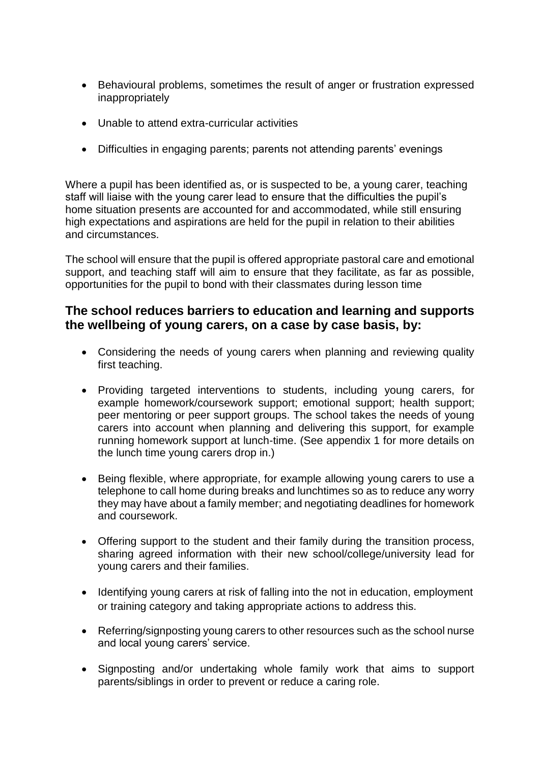- Behavioural problems, sometimes the result of anger or frustration expressed inappropriately
- Unable to attend extra-curricular activities
- Difficulties in engaging parents; parents not attending parents' evenings

Where a pupil has been identified as, or is suspected to be, a young carer, teaching staff will liaise with the young carer lead to ensure that the difficulties the pupil's home situation presents are accounted for and accommodated, while still ensuring high expectations and aspirations are held for the pupil in relation to their abilities and circumstances.

The school will ensure that the pupil is offered appropriate pastoral care and emotional support, and teaching staff will aim to ensure that they facilitate, as far as possible, opportunities for the pupil to bond with their classmates during lesson time

## The school reduces barriers to education and learning and supports the wellbeing of young carers, on a case by case basis, by:

- Considering the needs of young carers when planning and reviewing quality first teaching.
- Providing targeted interventions to students, including young carers, for example homework/coursework support; emotional support; health support; peer mentoring or peer support groups. The school takes the needs of young carers into account when planning and delivering this support, for example running homework support at lunch-time. (See appendix 1 for more details on the lunch time young carers drop in.)
- Being flexible, where appropriate, for example allowing young carers to use a telephone to call home during breaks and lunchtimes so as to reduce any worry they may have about a family member; and negotiating deadlines for homework and coursework.
- Offering support to the student and their family during the transition process, sharing agreed information with their new school/college/university lead for young carers and their families.
- Identifying young carers at risk of falling into the not in education, employment or training category and taking appropriate actions to address this.
- Referring/signposting young carers to other resources such as the school nurse and local young carers' service.
- Signposting and/or undertaking whole family work that aims to support parents/siblings in order to prevent or reduce a caring role.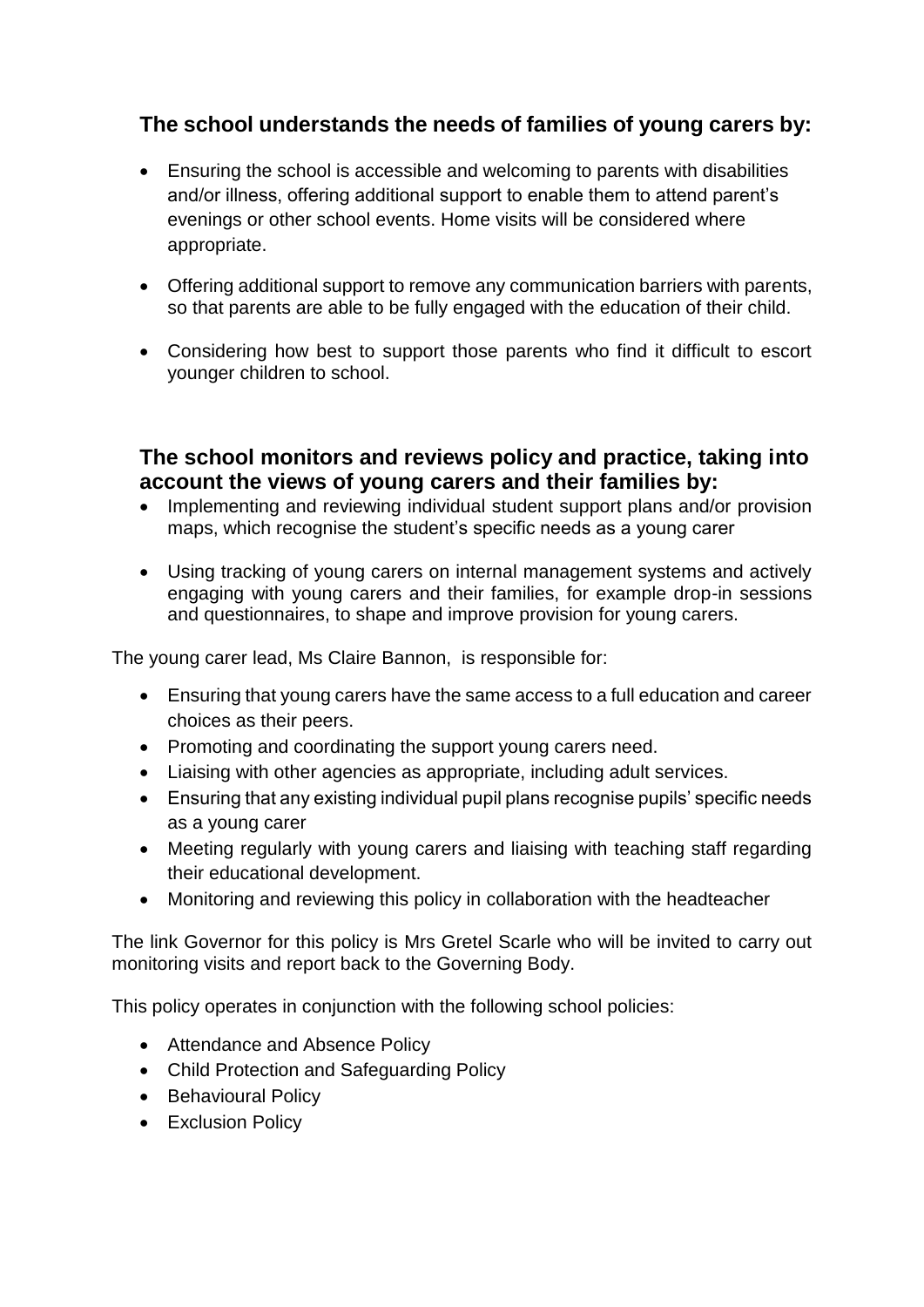### The school understands the needs of families of young carers by:

- Ensuring the school is accessible and welcoming to parents with disabilities and/or illness, offering additional support to enable them to attend parent's evenings or other school events. Home visits will be considered where appropriate.
- Offering additional support to remove any communication barriers with parents, so that parents are able to be fully engaged with the education of their child.
- Considering how best to support those parents who find it difficult to escort younger children to school.

### The school monitors and reviews policy and practice, taking into account the views of young carers and their families by:

- Implementing and reviewing individual student support plans and/or provision maps, which recognise the student's specific needs as a young carer
- Using tracking of young carers on internal management systems and actively engaging with young carers and their families, for example drop-in sessions and questionnaires, to shape and improve provision for young carers.

The young carer lead, Ms Claire Bannon, is responsible for:

- Ensuring that young carers have the same access to a full education and career choices as their peers.
- Promoting and coordinating the support young carers need.
- Liaising with other agencies as appropriate, including adult services.
- Ensuring that any existing individual pupil plans recognise pupils' specific needs as a young carer
- Meeting regularly with young carers and liaising with teaching staff regarding their educational development.
- Monitoring and reviewing this policy in collaboration with the headteacher

The link Governor for this policy is Mrs Gretel Scarle who will be invited to carry out monitoring visits and report back to the Governing Body.

This policy operates in conjunction with the following school policies:

- Attendance and Absence Policy
- Child Protection and Safeguarding Policy
- Behavioural Policy
- Exclusion Policy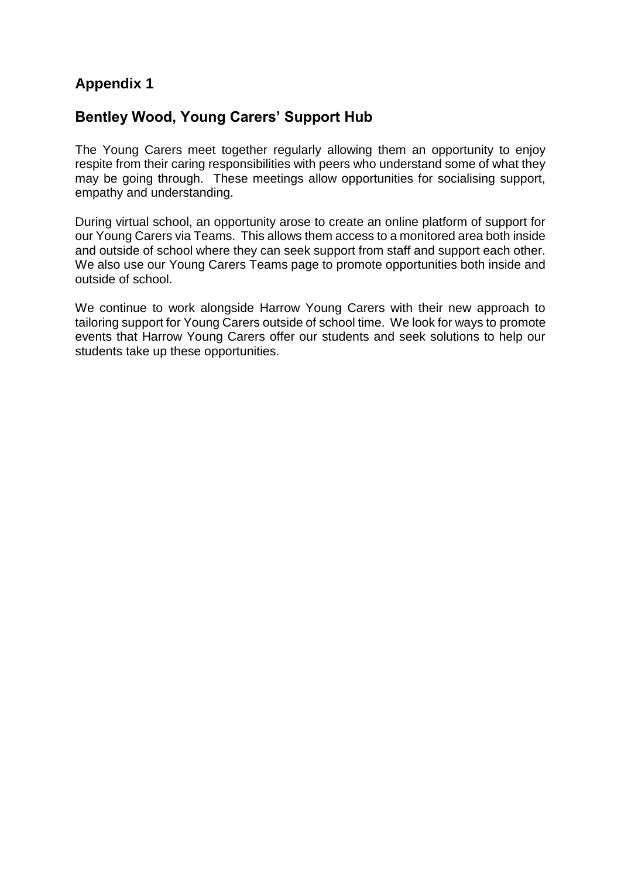## Appendix 1

## Bentley Wood, Young Carers' Support Hub

The Young Carers meet together regularly allowing them an opportunity to enjoy respite from their caring responsibilities with peers who understand some of what they may be going through. These meetings allow opportunities for socialising support, empathy and understanding.

During virtual school, an opportunity arose to create an online platform of support for our Young Carers via Teams. This allows them access to a monitored area both inside and outside of school where they can seek support from staff and support each other. We also use our Young Carers Teams page to promote opportunities both inside and outside of school.

We continue to work alongside Harrow Young Carers with their new approach to tailoring support for Young Carers outside of school time. We look for ways to promote events that Harrow Young Carers offer our students and seek solutions to help our students take up these opportunities.